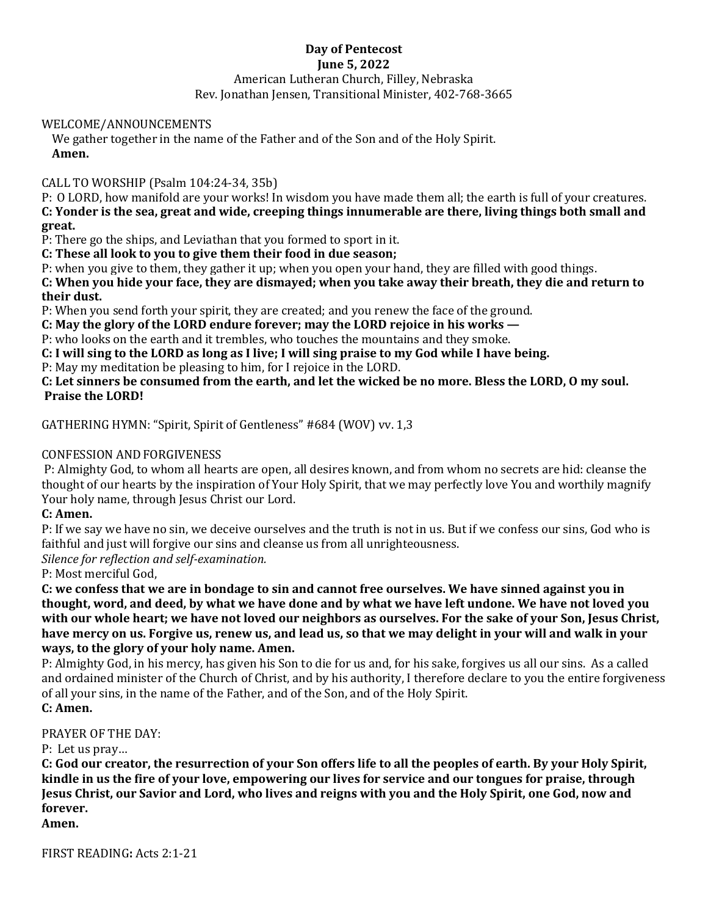**Day of Pentecost**
**June 5, 2022**
American Lutheran Church, Filley, Nebraska
Rev. Jonathan Jensen, Transitional Minister, 402-768-3665

WELCOME/ANNOUNCEMENTS

We gather together in the name of the Father and of the Son and of the Holy Spirit.
**Amen.**

CALL TO WORSHIP (Psalm 104:24-34, 35b)

P: O LORD, how manifold are your works! In wisdom you have made them all; the earth is full of your creatures.
**C: Yonder is the sea, great and wide, creeping things innumerable are there, living things both small and great.**
P: There go the ships, and Leviathan that you formed to sport in it.
**C: These all look to you to give them their food in due season;**
P: when you give to them, they gather it up; when you open your hand, they are filled with good things.
**C: When you hide your face, they are dismayed; when you take away their breath, they die and return to their dust.**
P: When you send forth your spirit, they are created; and you renew the face of the ground.
**C: May the glory of the LORD endure forever; may the LORD rejoice in his works —**
P: who looks on the earth and it trembles, who touches the mountains and they smoke.
**C: I will sing to the LORD as long as I live; I will sing praise to my God while I have being.**
P: May my meditation be pleasing to him, for I rejoice in the LORD.
**C: Let sinners be consumed from the earth, and let the wicked be no more. Bless the LORD, O my soul. Praise the LORD!**

GATHERING HYMN: "Spirit, Spirit of Gentleness" #684 (WOV) vv. 1,3

CONFESSION AND FORGIVENESS

P: Almighty God, to whom all hearts are open, all desires known, and from whom no secrets are hid: cleanse the thought of our hearts by the inspiration of Your Holy Spirit, that we may perfectly love You and worthily magnify Your holy name, through Jesus Christ our Lord.
**C: Amen.**
P: If we say we have no sin, we deceive ourselves and the truth is not in us. But if we confess our sins, God who is faithful and just will forgive our sins and cleanse us from all unrighteousness.
*Silence for reflection and self-examination.*
P: Most merciful God,
**C: we confess that we are in bondage to sin and cannot free ourselves. We have sinned against you in thought, word, and deed, by what we have done and by what we have left undone. We have not loved you with our whole heart; we have not loved our neighbors as ourselves. For the sake of your Son, Jesus Christ, have mercy on us. Forgive us, renew us, and lead us, so that we may delight in your will and walk in your ways, to the glory of your holy name. Amen.**
P: Almighty God, in his mercy, has given his Son to die for us and, for his sake, forgives us all our sins. As a called and ordained minister of the Church of Christ, and by his authority, I therefore declare to you the entire forgiveness of all your sins, in the name of the Father, and of the Son, and of the Holy Spirit.
**C: Amen.**

PRAYER OF THE DAY:

P: Let us pray…
**C: God our creator, the resurrection of your Son offers life to all the peoples of earth. By your Holy Spirit, kindle in us the fire of your love, empowering our lives for service and our tongues for praise, through Jesus Christ, our Savior and Lord, who lives and reigns with you and the Holy Spirit, one God, now and forever.**
**Amen.**

FIRST READING**:** Acts 2:1-21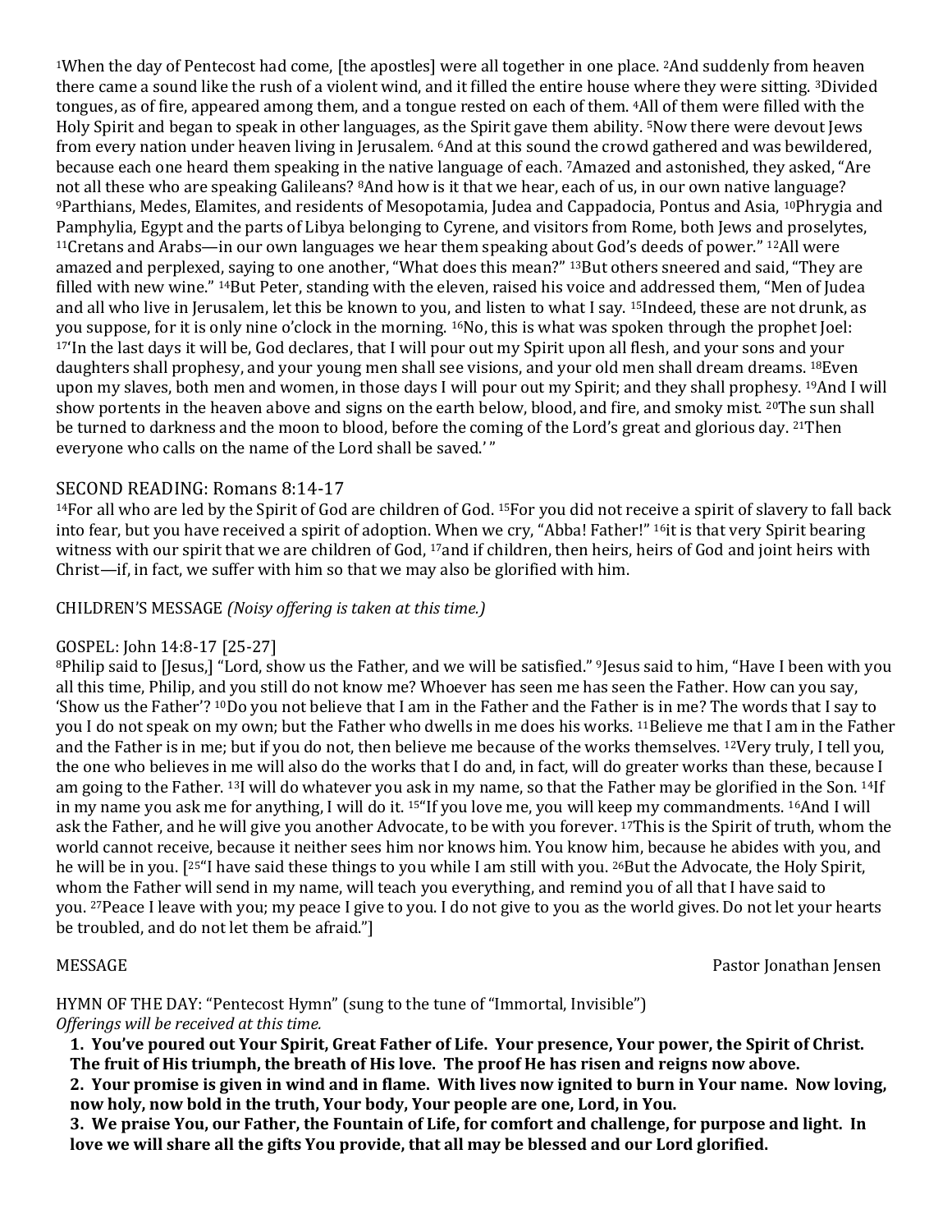[1]When the day of Pentecost had come, [the apostles] were all together in one place. [2]And suddenly from heaven there came a sound like the rush of a violent wind, and it filled the entire house where they were sitting. [3]Divided tongues, as of fire, appeared among them, and a tongue rested on each of them. [4]All of them were filled with the Holy Spirit and began to speak in other languages, as the Spirit gave them ability. [5]Now there were devout Jews from every nation under heaven living in Jerusalem. [6]And at this sound the crowd gathered and was bewildered, because each one heard them speaking in the native language of each. [7]Amazed and astonished, they asked, "Are not all these who are speaking Galileans? [8]And how is it that we hear, each of us, in our own native language? [9]Parthians, Medes, Elamites, and residents of Mesopotamia, Judea and Cappadocia, Pontus and Asia, [10]Phrygia and Pamphylia, Egypt and the parts of Libya belonging to Cyrene, and visitors from Rome, both Jews and proselytes, [11]Cretans and Arabs—in our own languages we hear them speaking about God's deeds of power." [12]All were amazed and perplexed, saying to one another, "What does this mean?" [13]But others sneered and said, "They are filled with new wine." [14]But Peter, standing with the eleven, raised his voice and addressed them, "Men of Judea and all who live in Jerusalem, let this be known to you, and listen to what I say. [15]Indeed, these are not drunk, as you suppose, for it is only nine o'clock in the morning. [16]No, this is what was spoken through the prophet Joel: [17]'In the last days it will be, God declares, that I will pour out my Spirit upon all flesh, and your sons and your daughters shall prophesy, and your young men shall see visions, and your old men shall dream dreams. [18]Even upon my slaves, both men and women, in those days I will pour out my Spirit; and they shall prophesy. [19]And I will show portents in the heaven above and signs on the earth below, blood, and fire, and smoky mist. [20]The sun shall be turned to darkness and the moon to blood, before the coming of the Lord's great and glorious day. [21]Then everyone who calls on the name of the Lord shall be saved.' "

## SECOND READING: Romans 8:14-17

[14]For all who are led by the Spirit of God are children of God. [15]For you did not receive a spirit of slavery to fall back into fear, but you have received a spirit of adoption. When we cry, "Abba! Father!" [16]it is that very Spirit bearing witness with our spirit that we are children of God, [17]and if children, then heirs, heirs of God and joint heirs with Christ—if, in fact, we suffer with him so that we may also be glorified with him.

CHILDREN'S MESSAGE *(Noisy offering is taken at this time.)*

## GOSPEL: John 14:8-17 [25-27]

[8]Philip said to [Jesus,] "Lord, show us the Father, and we will be satisfied." [9]Jesus said to him, "Have I been with you all this time, Philip, and you still do not know me? Whoever has seen me has seen the Father. How can you say, 'Show us the Father'? [10]Do you not believe that I am in the Father and the Father is in me? The words that I say to you I do not speak on my own; but the Father who dwells in me does his works. [11]Believe me that I am in the Father and the Father is in me; but if you do not, then believe me because of the works themselves. [12]Very truly, I tell you, the one who believes in me will also do the works that I do and, in fact, will do greater works than these, because I am going to the Father. [13]I will do whatever you ask in my name, so that the Father may be glorified in the Son. [14]If in my name you ask me for anything, I will do it. [15]"If you love me, you will keep my commandments. [16]And I will ask the Father, and he will give you another Advocate, to be with you forever. [17]This is the Spirit of truth, whom the world cannot receive, because it neither sees him nor knows him. You know him, because he abides with you, and he will be in you. [[25]"I have said these things to you while I am still with you. [26]But the Advocate, the Holy Spirit, whom the Father will send in my name, will teach you everything, and remind you of all that I have said to you. [27]Peace I leave with you; my peace I give to you. I do not give to you as the world gives. Do not let your hearts be troubled, and do not let them be afraid."]

MESSAGE Pastor Jonathan Jensen

HYMN OF THE DAY: "Pentecost Hymn" (sung to the tune of "Immortal, Invisible")
*Offerings will be received at this time.*

**1. You've poured out Your Spirit, Great Father of Life. Your presence, Your power, the Spirit of Christ. The fruit of His triumph, the breath of His love. The proof He has risen and reigns now above.**

**2. Your promise is given in wind and in flame. With lives now ignited to burn in Your name. Now loving, now holy, now bold in the truth, Your body, Your people are one, Lord, in You.**

**3. We praise You, our Father, the Fountain of Life, for comfort and challenge, for purpose and light. In love we will share all the gifts You provide, that all may be blessed and our Lord glorified.**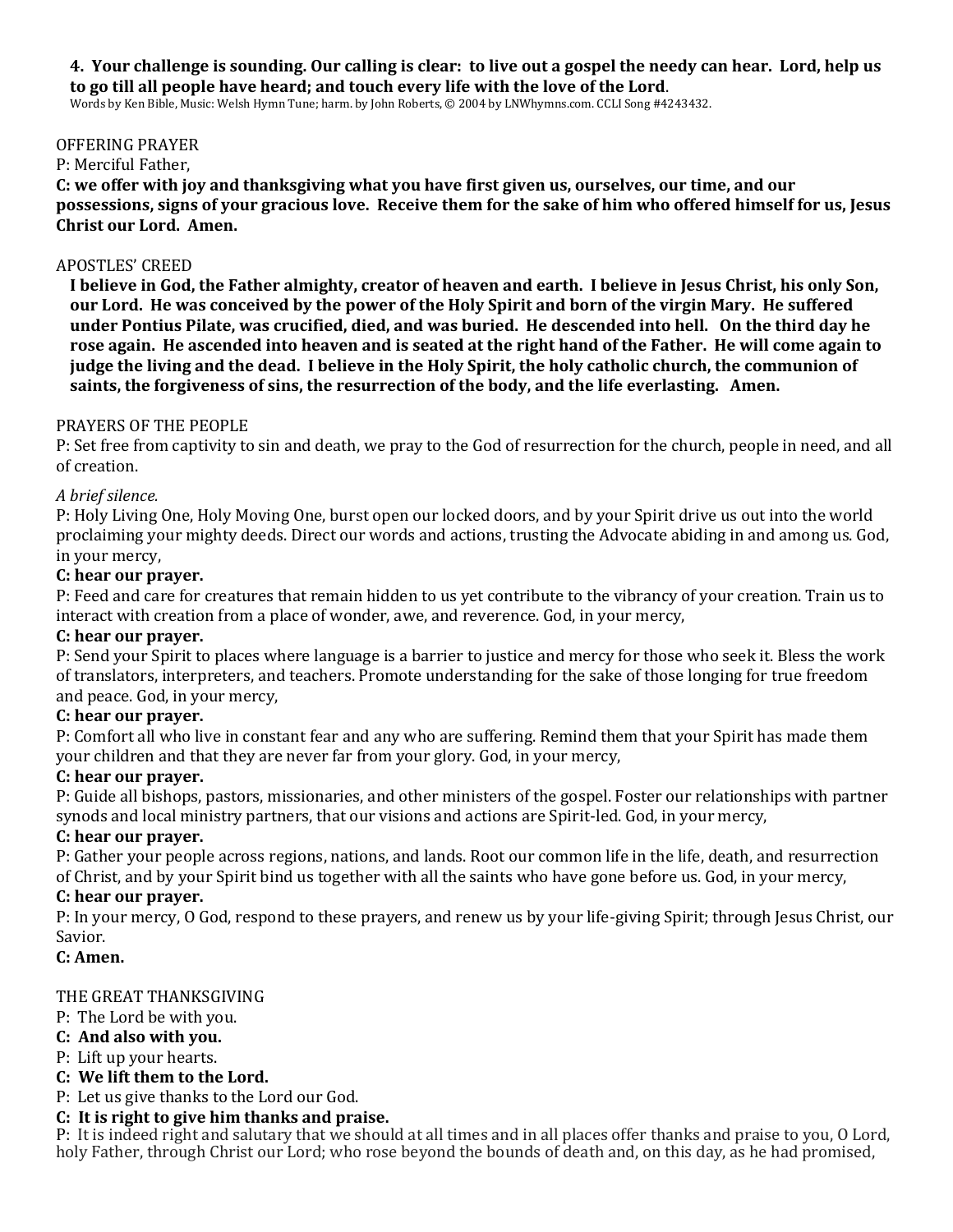**4. Your challenge is sounding. Our calling is clear: to live out a gospel the needy can hear. Lord, help us to go till all people have heard; and touch every life with the love of the Lord**.

Words by Ken Bible, Music: Welsh Hymn Tune; harm. by John Roberts, © 2004 by LNWhymns.com. CCLI Song #4243432.

OFFERING PRAYER

P: Merciful Father,

**C: we offer with joy and thanksgiving what you have first given us, ourselves, our time, and our possessions, signs of your gracious love. Receive them for the sake of him who offered himself for us, Jesus Christ our Lord. Amen.**

APOSTLES' CREED

**I believe in God, the Father almighty, creator of heaven and earth. I believe in Jesus Christ, his only Son, our Lord. He was conceived by the power of the Holy Spirit and born of the virgin Mary. He suffered under Pontius Pilate, was crucified, died, and was buried. He descended into hell. On the third day he rose again. He ascended into heaven and is seated at the right hand of the Father. He will come again to judge the living and the dead. I believe in the Holy Spirit, the holy catholic church, the communion of saints, the forgiveness of sins, the resurrection of the body, and the life everlasting. Amen.**

PRAYERS OF THE PEOPLE

P: Set free from captivity to sin and death, we pray to the God of resurrection for the church, people in need, and all of creation.

*A brief silence.*

P: Holy Living One, Holy Moving One, burst open our locked doors, and by your Spirit drive us out into the world proclaiming your mighty deeds. Direct our words and actions, trusting the Advocate abiding in and among us. God, in your mercy,

**C: hear our prayer.**

P: Feed and care for creatures that remain hidden to us yet contribute to the vibrancy of your creation. Train us to interact with creation from a place of wonder, awe, and reverence. God, in your mercy,

**C: hear our prayer.**

P: Send your Spirit to places where language is a barrier to justice and mercy for those who seek it. Bless the work of translators, interpreters, and teachers. Promote understanding for the sake of those longing for true freedom and peace. God, in your mercy,

**C: hear our prayer.**

P: Comfort all who live in constant fear and any who are suffering. Remind them that your Spirit has made them your children and that they are never far from your glory. God, in your mercy,

**C: hear our prayer.**

P: Guide all bishops, pastors, missionaries, and other ministers of the gospel. Foster our relationships with partner synods and local ministry partners, that our visions and actions are Spirit-led. God, in your mercy,

**C: hear our prayer.**

P: Gather your people across regions, nations, and lands. Root our common life in the life, death, and resurrection of Christ, and by your Spirit bind us together with all the saints who have gone before us. God, in your mercy,

**C: hear our prayer.**

P: In your mercy, O God, respond to these prayers, and renew us by your life-giving Spirit; through Jesus Christ, our Savior.

**C: Amen.**

THE GREAT THANKSGIVING

P: The Lord be with you.

**C: And also with you.**

P: Lift up your hearts.

**C: We lift them to the Lord.**

P: Let us give thanks to the Lord our God.

**C: It is right to give him thanks and praise.**

P: It is indeed right and salutary that we should at all times and in all places offer thanks and praise to you, O Lord, holy Father, through Christ our Lord; who rose beyond the bounds of death and, on this day, as he had promised,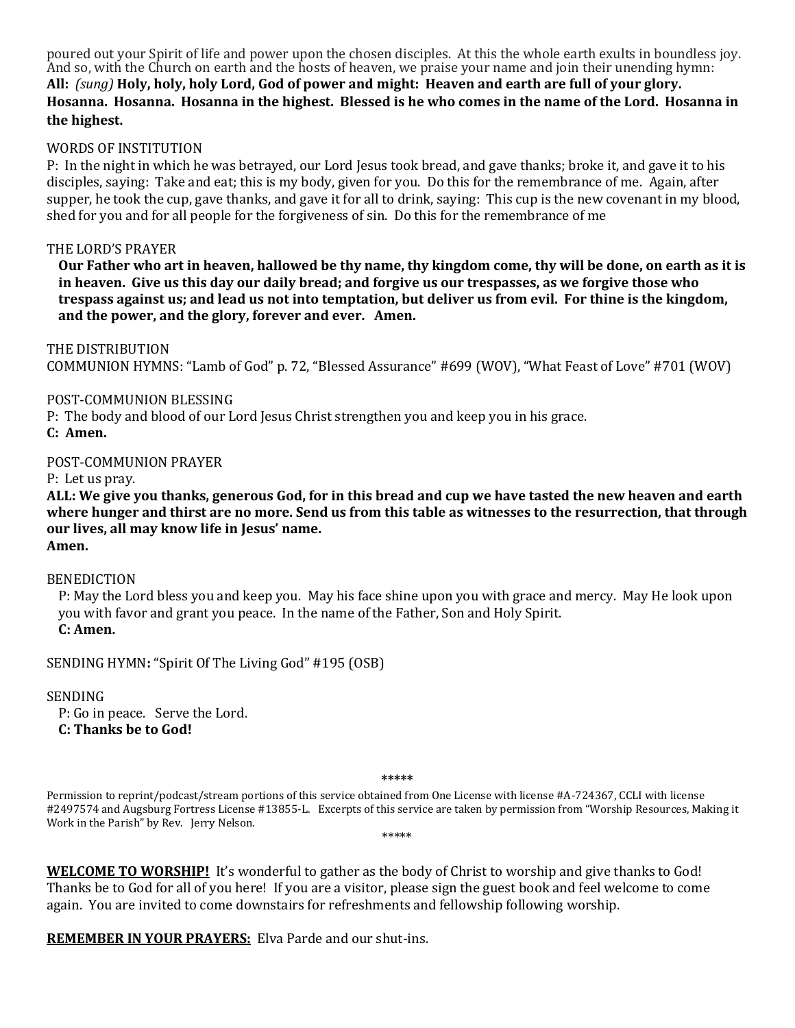poured out your Spirit of life and power upon the chosen disciples. At this the whole earth exults in boundless joy. And so, with the Church on earth and the hosts of heaven, we praise your name and join their unending hymn:

**All:** *(sung)* **Holy, holy, holy Lord, God of power and might: Heaven and earth are full of your glory. Hosanna. Hosanna. Hosanna in the highest. Blessed is he who comes in the name of the Lord. Hosanna in the highest.**

WORDS OF INSTITUTION

P: In the night in which he was betrayed, our Lord Jesus took bread, and gave thanks; broke it, and gave it to his disciples, saying: Take and eat; this is my body, given for you. Do this for the remembrance of me. Again, after supper, he took the cup, gave thanks, and gave it for all to drink, saying: This cup is the new covenant in my blood, shed for you and for all people for the forgiveness of sin. Do this for the remembrance of me

THE LORD'S PRAYER

**Our Father who art in heaven, hallowed be thy name, thy kingdom come, thy will be done, on earth as it is in heaven. Give us this day our daily bread; and forgive us our trespasses, as we forgive those who trespass against us; and lead us not into temptation, but deliver us from evil. For thine is the kingdom, and the power, and the glory, forever and ever. Amen.**

THE DISTRIBUTION

COMMUNION HYMNS: "Lamb of God" p. 72, "Blessed Assurance" #699 (WOV), "What Feast of Love" #701 (WOV)

POST-COMMUNION BLESSING

P: The body and blood of our Lord Jesus Christ strengthen you and keep you in his grace.

**C: Amen.**

POST-COMMUNION PRAYER

P: Let us pray.

**ALL: We give you thanks, generous God, for in this bread and cup we have tasted the new heaven and earth where hunger and thirst are no more. Send us from this table as witnesses to the resurrection, that through our lives, all may know life in Jesus' name.**
**Amen.**

BENEDICTION

P: May the Lord bless you and keep you. May his face shine upon you with grace and mercy. May He look upon you with favor and grant you peace. In the name of the Father, Son and Holy Spirit.

**C: Amen.**

SENDING HYMN**:** "Spirit Of The Living God" #195 (OSB)

SENDING

P: Go in peace. Serve the Lord.

**C: Thanks be to God!**

**\*\*\*\*\***

Permission to reprint/podcast/stream portions of this service obtained from One License with license #A-724367, CCLI with license #2497574 and Augsburg Fortress License #13855-L. Excerpts of this service are taken by permission from "Worship Resources, Making it Work in the Parish" by Rev. Jerry Nelson.

\*\*\*\*\*

**<u>WELCOME TO WORSHIP!</u>** It's wonderful to gather as the body of Christ to worship and give thanks to God! Thanks be to God for all of you here! If you are a visitor, please sign the guest book and feel welcome to come again. You are invited to come downstairs for refreshments and fellowship following worship.

**<u>REMEMBER IN YOUR PRAYERS:</u>** Elva Parde and our shut-ins.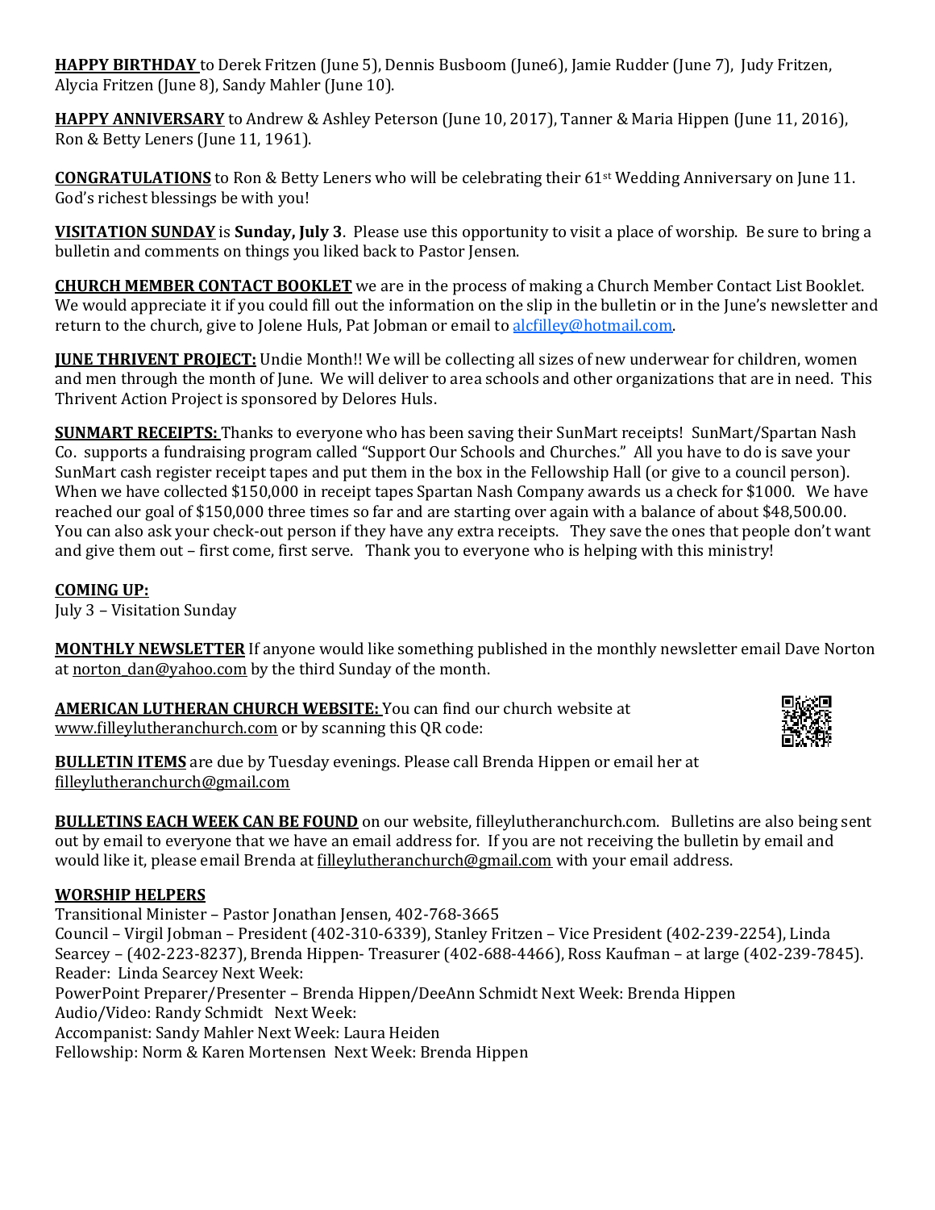**HAPPY BIRTHDAY** to Derek Fritzen (June 5), Dennis Busboom (June6), Jamie Rudder (June 7), Judy Fritzen, Alycia Fritzen (June 8), Sandy Mahler (June 10).

**HAPPY ANNIVERSARY** to Andrew & Ashley Peterson (June 10, 2017), Tanner & Maria Hippen (June 11, 2016), Ron & Betty Leners (June 11, 1961).

**CONGRATULATIONS** to Ron & Betty Leners who will be celebrating their 61st Wedding Anniversary on June 11. God's richest blessings be with you!

**VISITATION SUNDAY** is **Sunday, July 3**. Please use this opportunity to visit a place of worship. Be sure to bring a bulletin and comments on things you liked back to Pastor Jensen.

**CHURCH MEMBER CONTACT BOOKLET** we are in the process of making a Church Member Contact List Booklet. We would appreciate it if you could fill out the information on the slip in the bulletin or in the June's newsletter and return to the church, give to Jolene Huls, Pat Jobman or email to alcfilley@hotmail.com.

**JUNE THRIVENT PROJECT:** Undie Month!! We will be collecting all sizes of new underwear for children, women and men through the month of June. We will deliver to area schools and other organizations that are in need. This Thrivent Action Project is sponsored by Delores Huls.

**SUNMART RECEIPTS:** Thanks to everyone who has been saving their SunMart receipts! SunMart/Spartan Nash Co. supports a fundraising program called "Support Our Schools and Churches." All you have to do is save your SunMart cash register receipt tapes and put them in the box in the Fellowship Hall (or give to a council person). When we have collected $150,000 in receipt tapes Spartan Nash Company awards us a check for $1000. We have reached our goal of $150,000 three times so far and are starting over again with a balance of about $48,500.00. You can also ask your check-out person if they have any extra receipts. They save the ones that people don't want and give them out – first come, first serve. Thank you to everyone who is helping with this ministry!

**COMING UP:**
July 3 – Visitation Sunday

**MONTHLY NEWSLETTER** If anyone would like something published in the monthly newsletter email Dave Norton at norton_dan@yahoo.com by the third Sunday of the month.

**AMERICAN LUTHERAN CHURCH WEBSITE:** You can find our church website at www.filleylutheranchurch.com or by scanning this QR code:

**BULLETIN ITEMS** are due by Tuesday evenings. Please call Brenda Hippen or email her at filleylutheranchurch@gmail.com

**BULLETINS EACH WEEK CAN BE FOUND** on our website, filleylutheranchurch.com. Bulletins are also being sent out by email to everyone that we have an email address for. If you are not receiving the bulletin by email and would like it, please email Brenda at filleylutheranchurch@gmail.com with your email address.

**WORSHIP HELPERS**
Transitional Minister – Pastor Jonathan Jensen, 402-768-3665
Council – Virgil Jobman – President (402-310-6339), Stanley Fritzen – Vice President (402-239-2254), Linda Searcey – (402-223-8237), Brenda Hippen- Treasurer (402-688-4466), Ross Kaufman – at large (402-239-7845).
Reader: Linda Searcey Next Week:
PowerPoint Preparer/Presenter – Brenda Hippen/DeeAnn Schmidt Next Week: Brenda Hippen
Audio/Video: Randy Schmidt Next Week:
Accompanist: Sandy Mahler Next Week: Laura Heiden
Fellowship: Norm & Karen Mortensen Next Week: Brenda Hippen